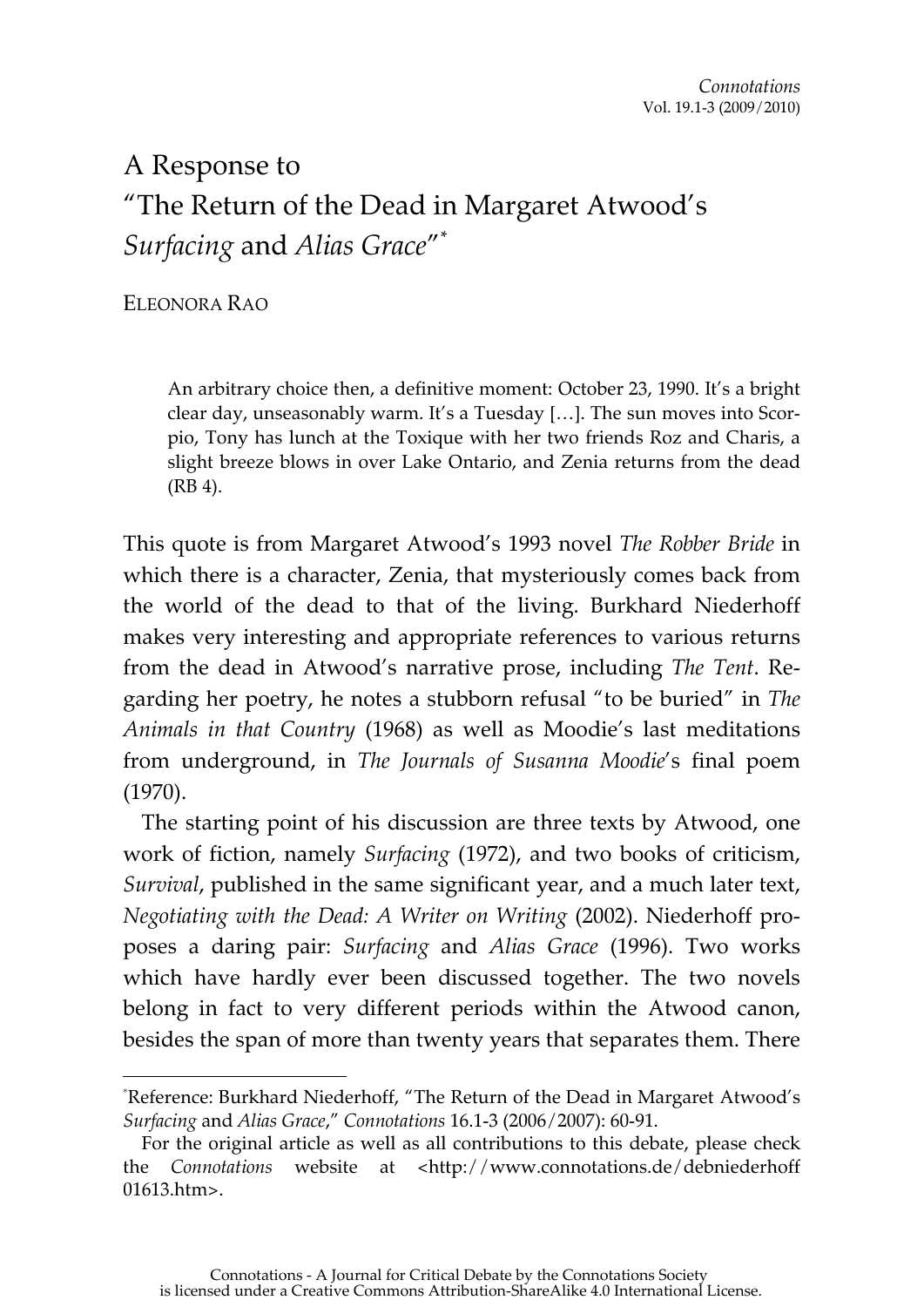# A Response to "The Return of the Dead in Margaret Atwood's *Surfacing* and *Alias Grace*"[*]

ELEONORA RAO

> An arbitrary choice then, a definitive moment: October 23, 1990. It's a bright clear day, unseasonably warm. It's a Tuesday […]. The sun moves into Scorpio, Tony has lunch at the Toxique with her two friends Roz and Charis, a slight breeze blows in over Lake Ontario, and Zenia returns from the dead (RB 4).

This quote is from Margaret Atwood's 1993 novel *The Robber Bride* in which there is a character, Zenia, that mysteriously comes back from the world of the dead to that of the living. Burkhard Niederhoff makes very interesting and appropriate references to various returns from the dead in Atwood's narrative prose, including *The Tent*. Regarding her poetry, he notes a stubborn refusal "to be buried" in *The Animals in that Country* (1968) as well as Moodie's last meditations from underground, in *The Journals of Susanna Moodie*'s final poem (1970).

The starting point of his discussion are three texts by Atwood, one work of fiction, namely *Surfacing* (1972), and two books of criticism, *Survival*, published in the same significant year, and a much later text, *Negotiating with the Dead: A Writer on Writing* (2002). Niederhoff proposes a daring pair: *Surfacing* and *Alias Grace* (1996). Two works which have hardly ever been discussed together. The two novels belong in fact to very different periods within the Atwood canon, besides the span of more than twenty years that separates them. There

---

[*]Reference: Burkhard Niederhoff, "The Return of the Dead in Margaret Atwood's *Surfacing* and *Alias Grace*," *Connotations* 16.1-3 (2006/2007): 60-91.

For the original article as well as all contributions to this debate, please check the *Connotations* website at <http://www.connotations.de/debniederhoff01613.htm>.

Connotations - A Journal for Critical Debate by the Connotations Society is licensed under a Creative Commons Attribution-ShareAlike 4.0 International License.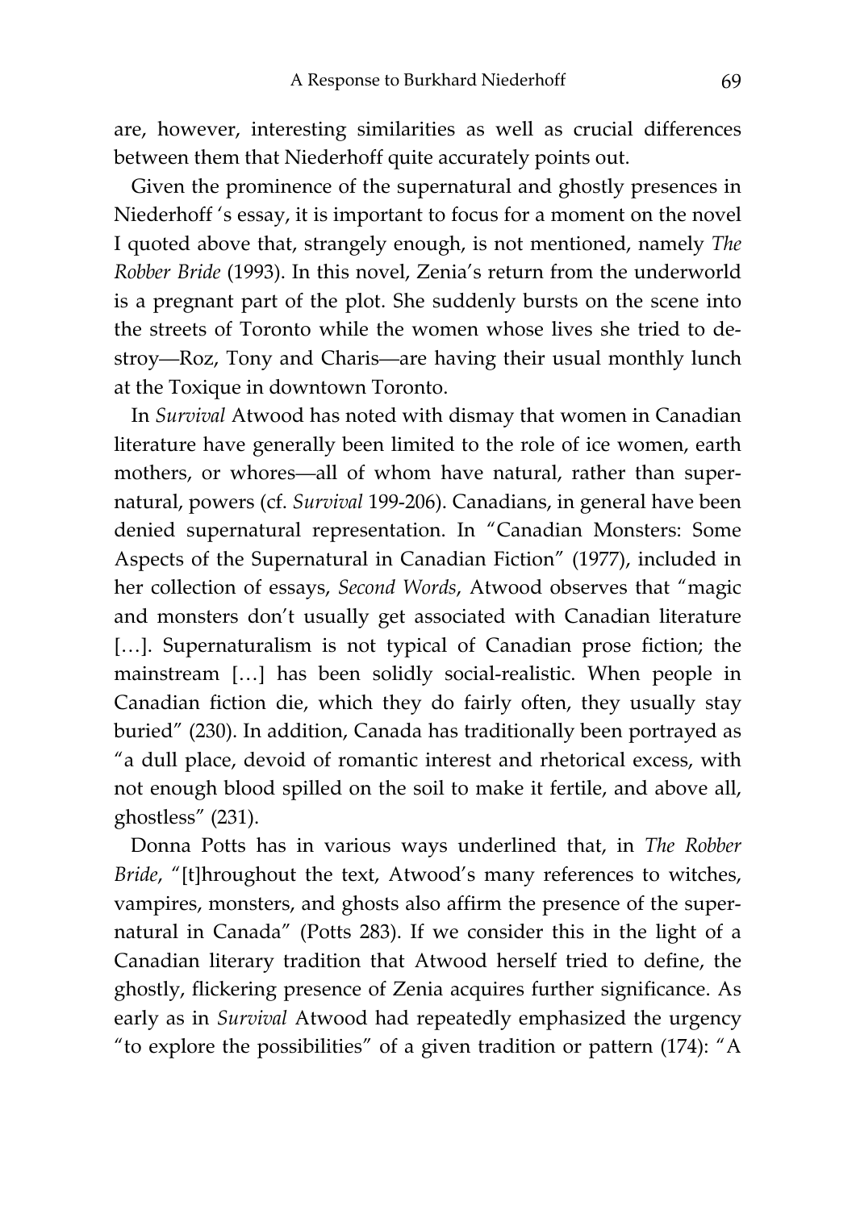are, however, interesting similarities as well as crucial differences between them that Niederhoff quite accurately points out.

Given the prominence of the supernatural and ghostly presences in Niederhoff 's essay, it is important to focus for a moment on the novel I quoted above that, strangely enough, is not mentioned, namely *The Robber Bride* (1993). In this novel, Zenia's return from the underworld is a pregnant part of the plot. She suddenly bursts on the scene into the streets of Toronto while the women whose lives she tried to destroy—Roz, Tony and Charis—are having their usual monthly lunch at the Toxique in downtown Toronto.

In *Survival* Atwood has noted with dismay that women in Canadian literature have generally been limited to the role of ice women, earth mothers, or whores—all of whom have natural, rather than supernatural, powers (cf. *Survival* 199-206). Canadians, in general have been denied supernatural representation. In "Canadian Monsters: Some Aspects of the Supernatural in Canadian Fiction" (1977), included in her collection of essays, *Second Words*, Atwood observes that "magic and monsters don't usually get associated with Canadian literature [...]. Supernaturalism is not typical of Canadian prose fiction; the mainstream [...] has been solidly social-realistic. When people in Canadian fiction die, which they do fairly often, they usually stay buried" (230). In addition, Canada has traditionally been portrayed as "a dull place, devoid of romantic interest and rhetorical excess, with not enough blood spilled on the soil to make it fertile, and above all, ghostless" (231).

Donna Potts has in various ways underlined that, in *The Robber Bride*, "[t]hroughout the text, Atwood's many references to witches, vampires, monsters, and ghosts also affirm the presence of the supernatural in Canada" (Potts 283). If we consider this in the light of a Canadian literary tradition that Atwood herself tried to define, the ghostly, flickering presence of Zenia acquires further significance. As early as in *Survival* Atwood had repeatedly emphasized the urgency "to explore the possibilities" of a given tradition or pattern (174): "A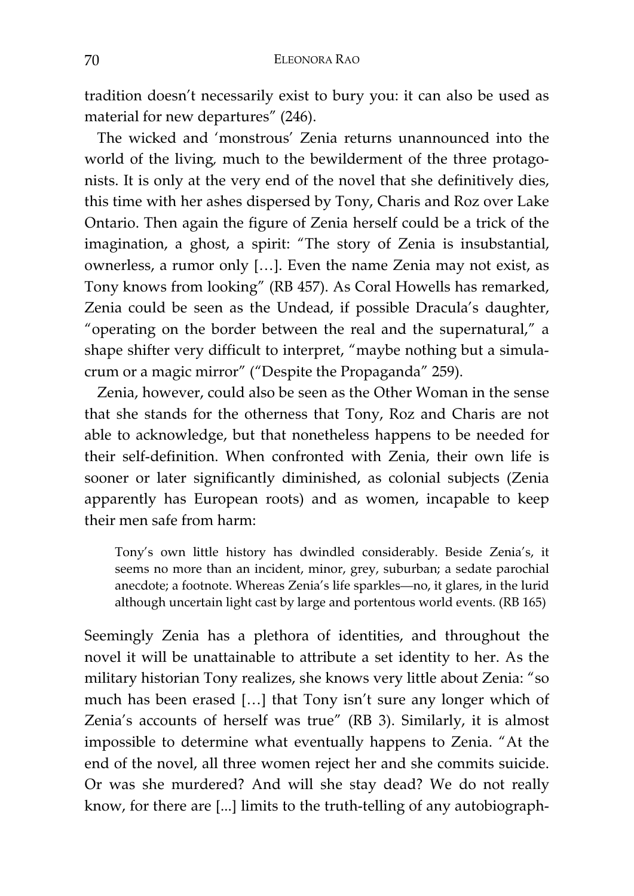tradition doesn't necessarily exist to bury you: it can also be used as material for new departures" (246).

The wicked and 'monstrous' Zenia returns unannounced into the world of the living, much to the bewilderment of the three protagonists. It is only at the very end of the novel that she definitively dies, this time with her ashes dispersed by Tony, Charis and Roz over Lake Ontario. Then again the figure of Zenia herself could be a trick of the imagination, a ghost, a spirit: "The story of Zenia is insubstantial, ownerless, a rumor only […]. Even the name Zenia may not exist, as Tony knows from looking" (RB 457). As Coral Howells has remarked, Zenia could be seen as the Undead, if possible Dracula's daughter, "operating on the border between the real and the supernatural," a shape shifter very difficult to interpret, "maybe nothing but a simulacrum or a magic mirror" ("Despite the Propaganda" 259).

Zenia, however, could also be seen as the Other Woman in the sense that she stands for the otherness that Tony, Roz and Charis are not able to acknowledge, but that nonetheless happens to be needed for their self-definition. When confronted with Zenia, their own life is sooner or later significantly diminished, as colonial subjects (Zenia apparently has European roots) and as women, incapable to keep their men safe from harm:

> Tony's own little history has dwindled considerably. Beside Zenia's, it seems no more than an incident, minor, grey, suburban; a sedate parochial anecdote; a footnote. Whereas Zenia's life sparkles—no, it glares, in the lurid although uncertain light cast by large and portentous world events. (RB 165)

Seemingly Zenia has a plethora of identities, and throughout the novel it will be unattainable to attribute a set identity to her. As the military historian Tony realizes, she knows very little about Zenia: "so much has been erased […] that Tony isn't sure any longer which of Zenia's accounts of herself was true" (RB 3). Similarly, it is almost impossible to determine what eventually happens to Zenia. "At the end of the novel, all three women reject her and she commits suicide. Or was she murdered? And will she stay dead? We do not really know, for there are [...] limits to the truth-telling of any autobiograph-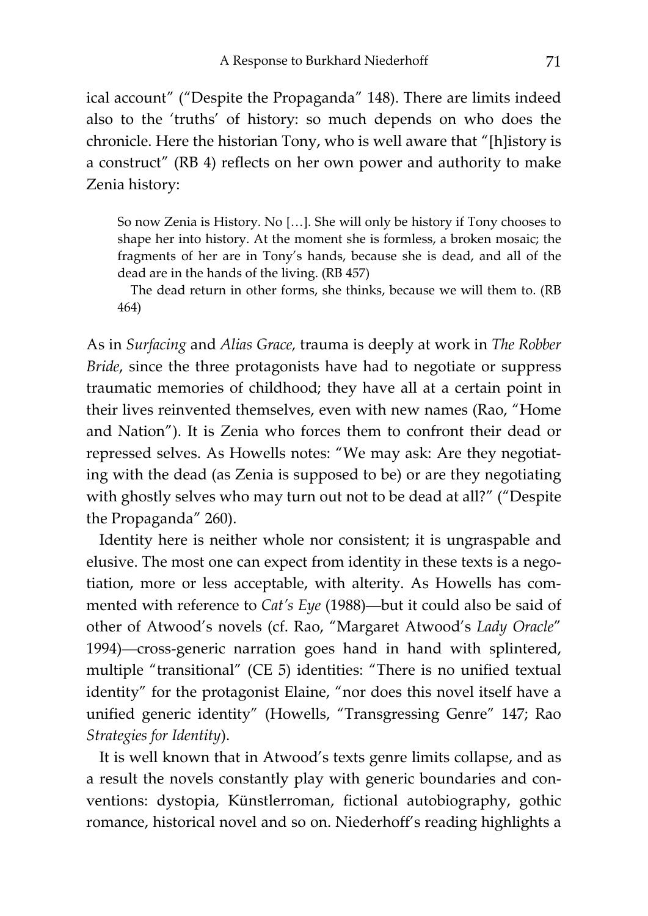ical account" ("Despite the Propaganda" 148). There are limits indeed also to the 'truths' of history: so much depends on who does the chronicle. Here the historian Tony, who is well aware that "[h]istory is a construct" (RB 4) reflects on her own power and authority to make Zenia history:

> So now Zenia is History. No […]. She will only be history if Tony chooses to shape her into history. At the moment she is formless, a broken mosaic; the fragments of her are in Tony's hands, because she is dead, and all of the dead are in the hands of the living. (RB 457)
>
> The dead return in other forms, she thinks, because we will them to. (RB 464)

As in *Surfacing* and *Alias Grace,* trauma is deeply at work in *The Robber Bride*, since the three protagonists have had to negotiate or suppress traumatic memories of childhood; they have all at a certain point in their lives reinvented themselves, even with new names (Rao, "Home and Nation"). It is Zenia who forces them to confront their dead or repressed selves. As Howells notes: "We may ask: Are they negotiating with the dead (as Zenia is supposed to be) or are they negotiating with ghostly selves who may turn out not to be dead at all?" ("Despite the Propaganda" 260).

Identity here is neither whole nor consistent; it is ungraspable and elusive. The most one can expect from identity in these texts is a negotiation, more or less acceptable, with alterity. As Howells has commented with reference to *Cat's Eye* (1988)—but it could also be said of other of Atwood's novels (cf. Rao, "Margaret Atwood's *Lady Oracle*" 1994)—cross-generic narration goes hand in hand with splintered, multiple "transitional" (CE 5) identities: "There is no unified textual identity" for the protagonist Elaine, "nor does this novel itself have a unified generic identity" (Howells, "Transgressing Genre" 147; Rao *Strategies for Identity*).

It is well known that in Atwood's texts genre limits collapse, and as a result the novels constantly play with generic boundaries and conventions: dystopia, Künstlerroman, fictional autobiography, gothic romance, historical novel and so on. Niederhoff's reading highlights a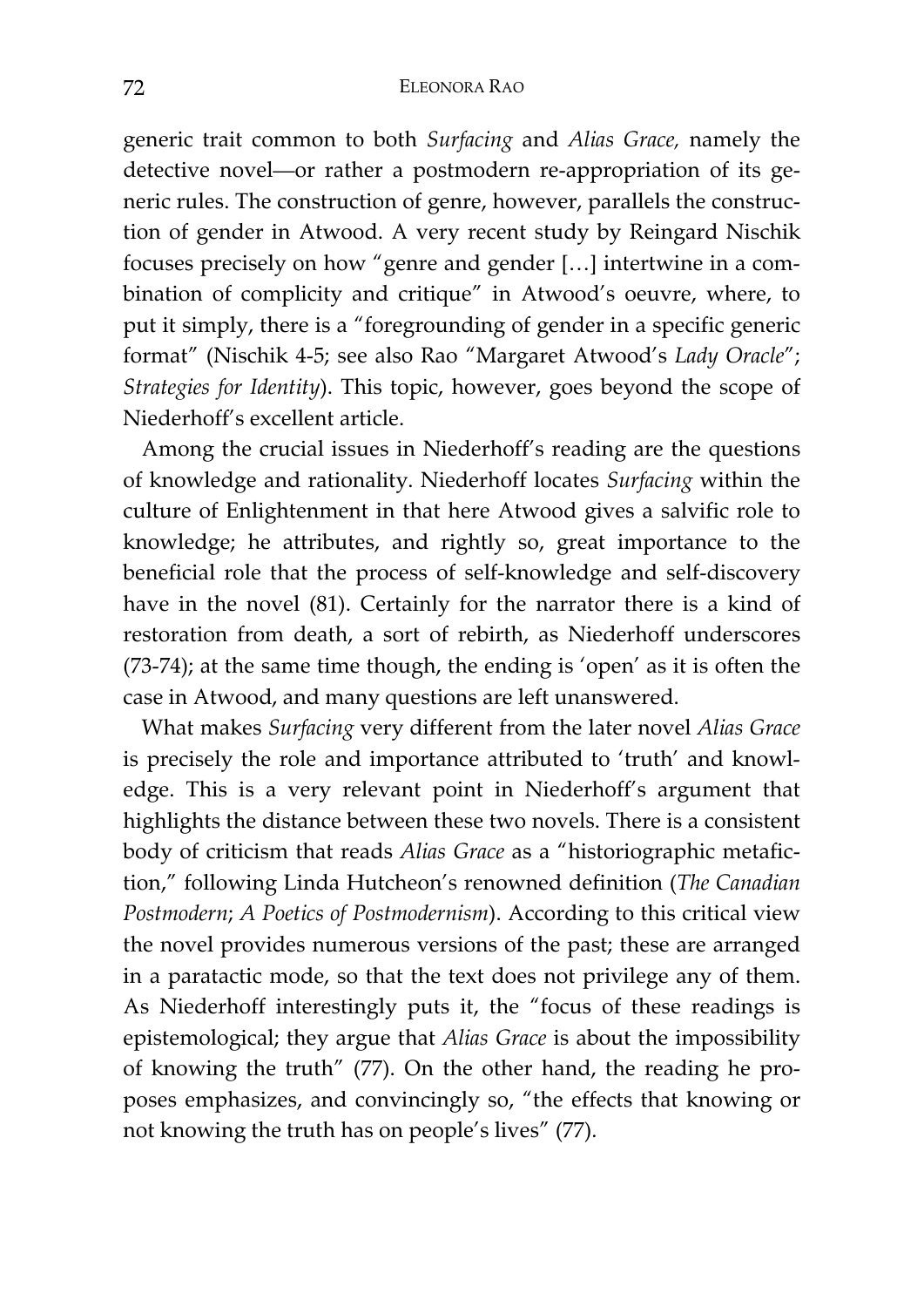generic trait common to both *Surfacing* and *Alias Grace,* namely the detective novel—or rather a postmodern re-appropriation of its generic rules. The construction of genre, however, parallels the construction of gender in Atwood. A very recent study by Reingard Nischik focuses precisely on how "genre and gender […] intertwine in a combination of complicity and critique" in Atwood's oeuvre, where, to put it simply, there is a "foregrounding of gender in a specific generic format" (Nischik 4-5; see also Rao "Margaret Atwood's *Lady Oracle*"; *Strategies for Identity*). This topic, however, goes beyond the scope of Niederhoff's excellent article.

Among the crucial issues in Niederhoff's reading are the questions of knowledge and rationality. Niederhoff locates *Surfacing* within the culture of Enlightenment in that here Atwood gives a salvific role to knowledge; he attributes, and rightly so, great importance to the beneficial role that the process of self-knowledge and self-discovery have in the novel (81). Certainly for the narrator there is a kind of restoration from death, a sort of rebirth, as Niederhoff underscores (73-74); at the same time though, the ending is 'open' as it is often the case in Atwood, and many questions are left unanswered.

What makes *Surfacing* very different from the later novel *Alias Grace* is precisely the role and importance attributed to 'truth' and knowledge. This is a very relevant point in Niederhoff's argument that highlights the distance between these two novels. There is a consistent body of criticism that reads *Alias Grace* as a "historiographic metafiction," following Linda Hutcheon's renowned definition (*The Canadian Postmodern*; *A Poetics of Postmodernism*). According to this critical view the novel provides numerous versions of the past; these are arranged in a paratactic mode, so that the text does not privilege any of them. As Niederhoff interestingly puts it, the "focus of these readings is epistemological; they argue that *Alias Grace* is about the impossibility of knowing the truth" (77). On the other hand, the reading he proposes emphasizes, and convincingly so, "the effects that knowing or not knowing the truth has on people's lives" (77).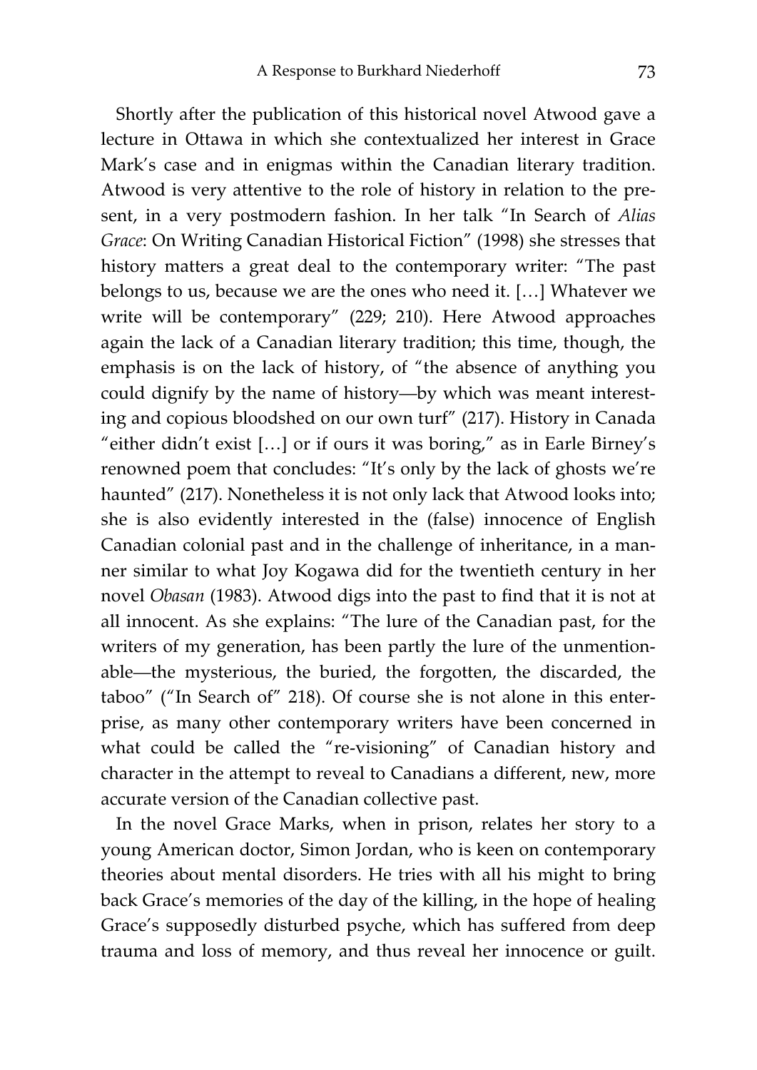Shortly after the publication of this historical novel Atwood gave a lecture in Ottawa in which she contextualized her interest in Grace Mark's case and in enigmas within the Canadian literary tradition. Atwood is very attentive to the role of history in relation to the present, in a very postmodern fashion. In her talk "In Search of *Alias Grace*: On Writing Canadian Historical Fiction" (1998) she stresses that history matters a great deal to the contemporary writer: "The past belongs to us, because we are the ones who need it. […] Whatever we write will be contemporary" (229; 210). Here Atwood approaches again the lack of a Canadian literary tradition; this time, though, the emphasis is on the lack of history, of "the absence of anything you could dignify by the name of history—by which was meant interesting and copious bloodshed on our own turf" (217). History in Canada "either didn't exist […] or if ours it was boring," as in Earle Birney's renowned poem that concludes: "It's only by the lack of ghosts we're haunted" (217). Nonetheless it is not only lack that Atwood looks into; she is also evidently interested in the (false) innocence of English Canadian colonial past and in the challenge of inheritance, in a manner similar to what Joy Kogawa did for the twentieth century in her novel *Obasan* (1983). Atwood digs into the past to find that it is not at all innocent. As she explains: "The lure of the Canadian past, for the writers of my generation, has been partly the lure of the unmentionable—the mysterious, the buried, the forgotten, the discarded, the taboo" ("In Search of" 218). Of course she is not alone in this enterprise, as many other contemporary writers have been concerned in what could be called the "re-visioning" of Canadian history and character in the attempt to reveal to Canadians a different, new, more accurate version of the Canadian collective past.

In the novel Grace Marks, when in prison, relates her story to a young American doctor, Simon Jordan, who is keen on contemporary theories about mental disorders. He tries with all his might to bring back Grace's memories of the day of the killing, in the hope of healing Grace's supposedly disturbed psyche, which has suffered from deep trauma and loss of memory, and thus reveal her innocence or guilt.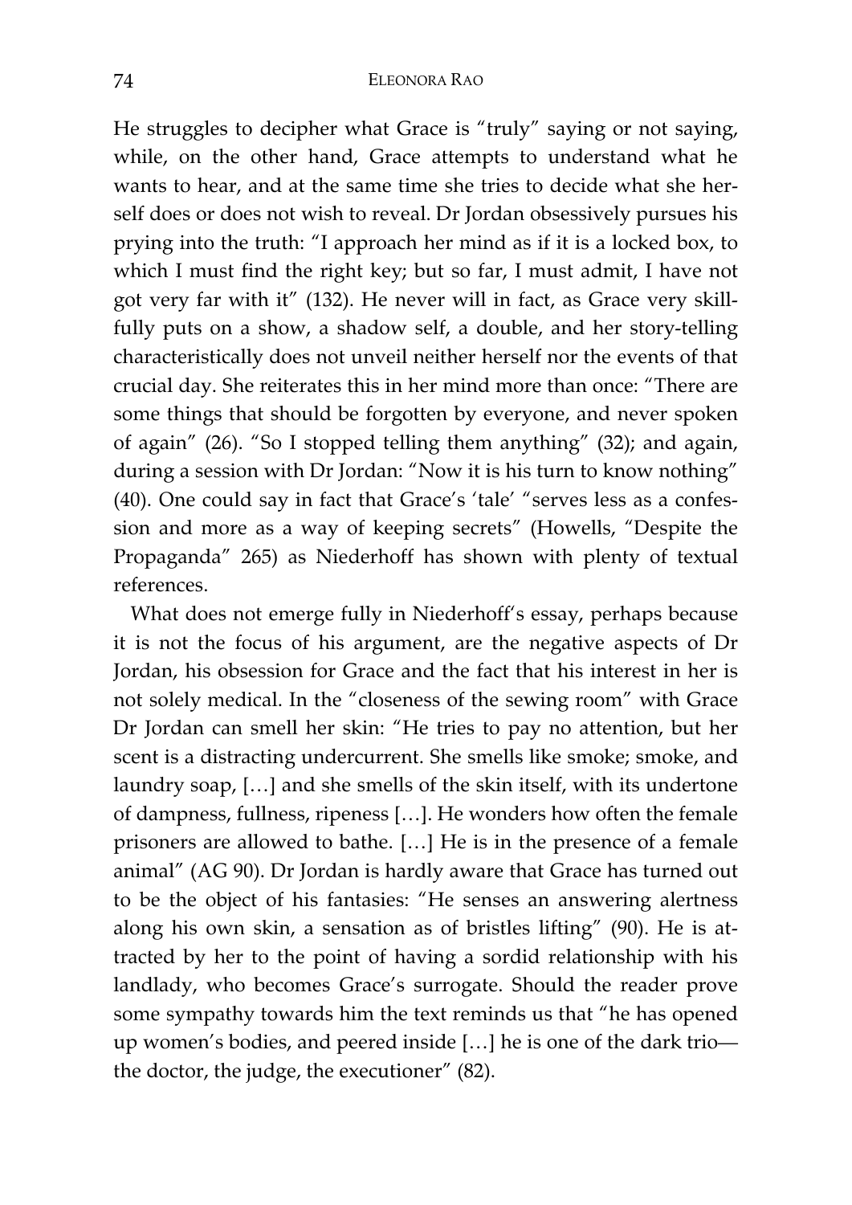He struggles to decipher what Grace is "truly" saying or not saying, while, on the other hand, Grace attempts to understand what he wants to hear, and at the same time she tries to decide what she herself does or does not wish to reveal. Dr Jordan obsessively pursues his prying into the truth: "I approach her mind as if it is a locked box, to which I must find the right key; but so far, I must admit, I have not got very far with it" (132). He never will in fact, as Grace very skillfully puts on a show, a shadow self, a double, and her story-telling characteristically does not unveil neither herself nor the events of that crucial day. She reiterates this in her mind more than once: "There are some things that should be forgotten by everyone, and never spoken of again" (26). "So I stopped telling them anything" (32); and again, during a session with Dr Jordan: "Now it is his turn to know nothing" (40). One could say in fact that Grace's 'tale' "serves less as a confession and more as a way of keeping secrets" (Howells, "Despite the Propaganda" 265) as Niederhoff has shown with plenty of textual references.

What does not emerge fully in Niederhoff's essay, perhaps because it is not the focus of his argument, are the negative aspects of Dr Jordan, his obsession for Grace and the fact that his interest in her is not solely medical. In the "closeness of the sewing room" with Grace Dr Jordan can smell her skin: "He tries to pay no attention, but her scent is a distracting undercurrent. She smells like smoke; smoke, and laundry soap, […] and she smells of the skin itself, with its undertone of dampness, fullness, ripeness […]. He wonders how often the female prisoners are allowed to bathe. […] He is in the presence of a female animal" (AG 90). Dr Jordan is hardly aware that Grace has turned out to be the object of his fantasies: "He senses an answering alertness along his own skin, a sensation as of bristles lifting" (90). He is attracted by her to the point of having a sordid relationship with his landlady, who becomes Grace's surrogate. Should the reader prove some sympathy towards him the text reminds us that "he has opened up women's bodies, and peered inside […] he is one of the dark trio—the doctor, the judge, the executioner" (82).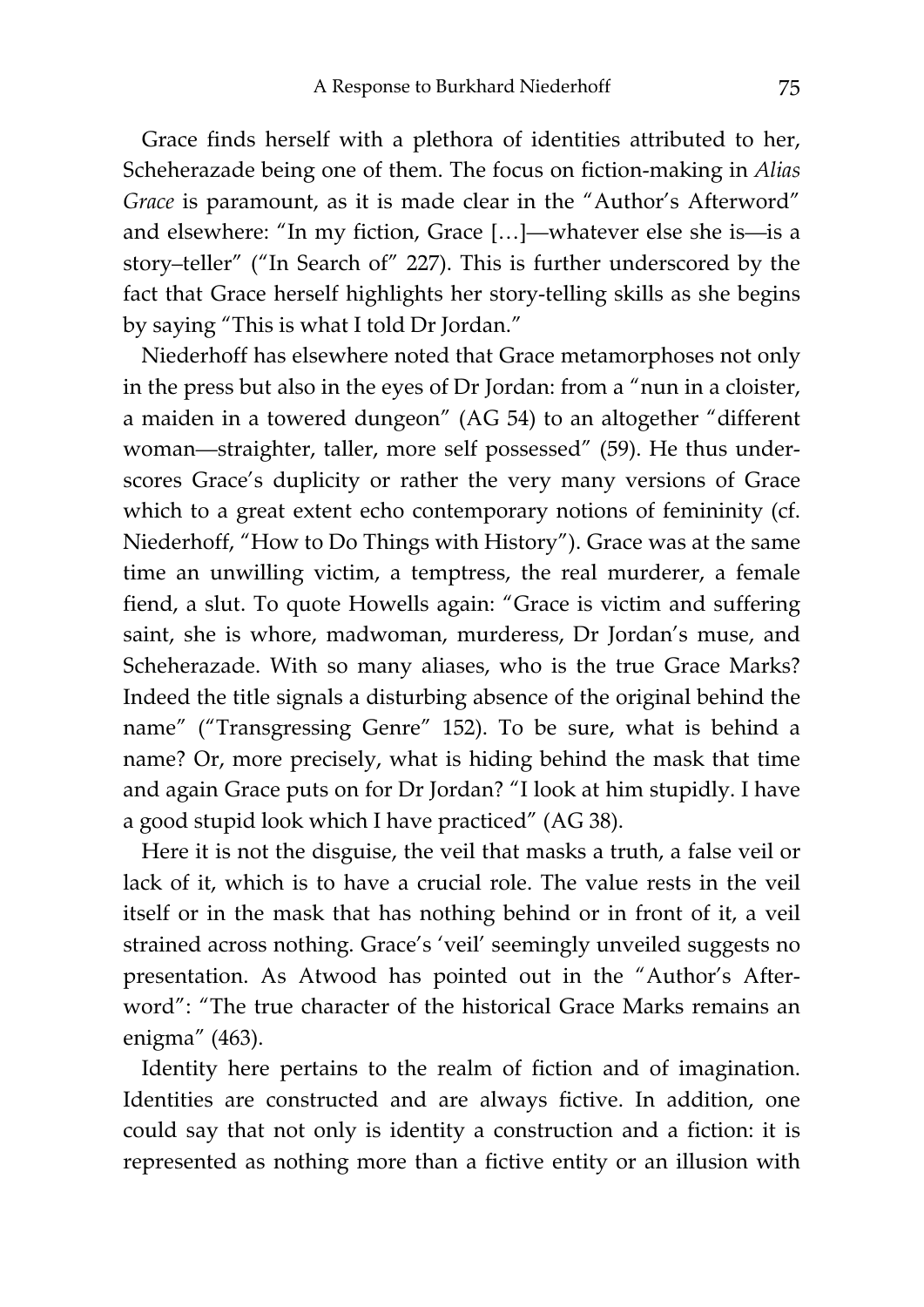Grace finds herself with a plethora of identities attributed to her, Scheherazade being one of them. The focus on fiction-making in *Alias Grace* is paramount, as it is made clear in the "Author's Afterword" and elsewhere: "In my fiction, Grace […]—whatever else she is—is a story–teller" ("In Search of" 227). This is further underscored by the fact that Grace herself highlights her story-telling skills as she begins by saying "This is what I told Dr Jordan."

Niederhoff has elsewhere noted that Grace metamorphoses not only in the press but also in the eyes of Dr Jordan: from a "nun in a cloister, a maiden in a towered dungeon" (AG 54) to an altogether "different woman—straighter, taller, more self possessed" (59). He thus underscores Grace's duplicity or rather the very many versions of Grace which to a great extent echo contemporary notions of femininity (cf. Niederhoff, "How to Do Things with History"). Grace was at the same time an unwilling victim, a temptress, the real murderer, a female fiend, a slut. To quote Howells again: "Grace is victim and suffering saint, she is whore, madwoman, murderess, Dr Jordan's muse, and Scheherazade. With so many aliases, who is the true Grace Marks? Indeed the title signals a disturbing absence of the original behind the name" ("Transgressing Genre" 152). To be sure, what is behind a name? Or, more precisely, what is hiding behind the mask that time and again Grace puts on for Dr Jordan? "I look at him stupidly. I have a good stupid look which I have practiced" (AG 38).

Here it is not the disguise, the veil that masks a truth, a false veil or lack of it, which is to have a crucial role. The value rests in the veil itself or in the mask that has nothing behind or in front of it, a veil strained across nothing. Grace's 'veil' seemingly unveiled suggests no presentation. As Atwood has pointed out in the "Author's Afterword": "The true character of the historical Grace Marks remains an enigma" (463).

Identity here pertains to the realm of fiction and of imagination. Identities are constructed and are always fictive. In addition, one could say that not only is identity a construction and a fiction: it is represented as nothing more than a fictive entity or an illusion with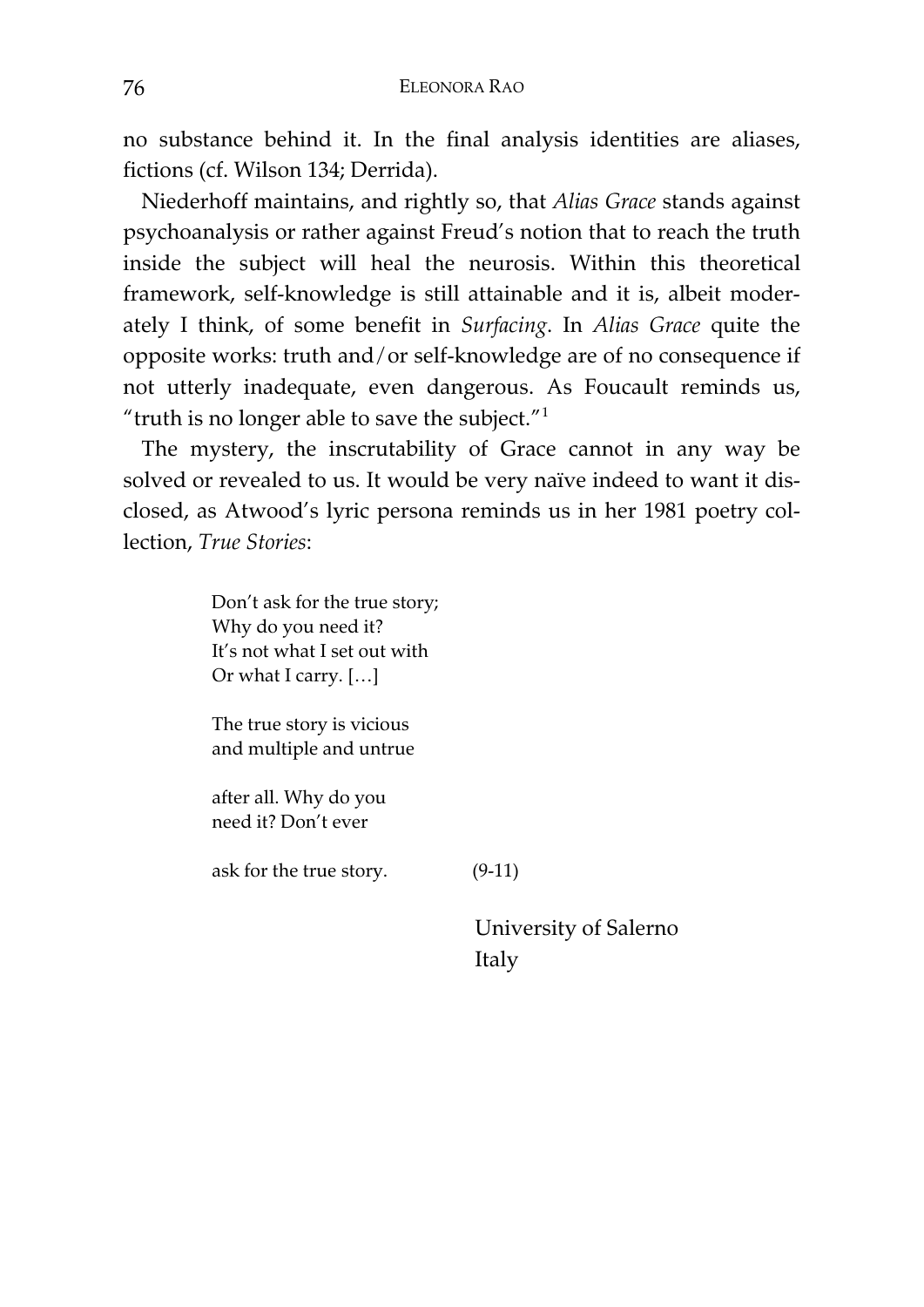no substance behind it. In the final analysis identities are aliases, fictions (cf. Wilson 134; Derrida).

Niederhoff maintains, and rightly so, that *Alias Grace* stands against psychoanalysis or rather against Freud's notion that to reach the truth inside the subject will heal the neurosis. Within this theoretical framework, self-knowledge is still attainable and it is, albeit moderately I think, of some benefit in *Surfacing*. In *Alias Grace* quite the opposite works: truth and/or self-knowledge are of no consequence if not utterly inadequate, even dangerous. As Foucault reminds us, "truth is no longer able to save the subject."[1]

The mystery, the inscrutability of Grace cannot in any way be solved or revealed to us. It would be very naïve indeed to want it disclosed, as Atwood's lyric persona reminds us in her 1981 poetry collection, *True Stories*:

> Don't ask for the true story;
> Why do you need it?
> It's not what I set out with
> Or what I carry. […]
>
> The true story is vicious
> and multiple and untrue
>
> after all. Why do you
> need it? Don't ever
>
> ask for the true story. (9-11)

University of Salerno
Italy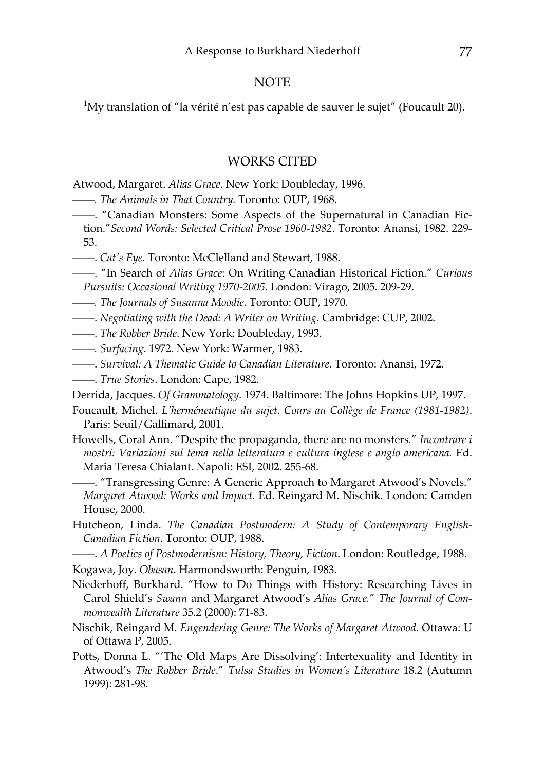## NOTE

[1]My translation of "la vérité n'est pas capable de sauver le sujet" (Foucault 20).

## WORKS CITED

Atwood, Margaret. *Alias Grace*. New York: Doubleday, 1996.

——. *The Animals in That Country.* Toronto: OUP, 1968.

——. "Canadian Monsters: Some Aspects of the Supernatural in Canadian Fiction." *Second Words: Selected Critical Prose 1960-1982*. Toronto: Anansi, 1982. 229-53.

——. *Cat's Eye*. Toronto: McClelland and Stewart, 1988.

——. "In Search of *Alias Grace*: On Writing Canadian Historical Fiction." *Curious Pursuits: Occasional Writing 1970-2005*. London: Virago, 2005. 209-29.

——. *The Journals of Susanna Moodie.* Toronto: OUP, 1970.

——. *Negotiating with the Dead: A Writer on Writing*. Cambridge: CUP, 2002.

——. *The Robber Bride*. New York: Doubleday, 1993.

——. *Surfacing*. 1972. New York: Warmer, 1983.

——. *Survival: A Thematic Guide to Canadian Literature*. Toronto: Anansi, 1972.

——. *True Stories*. London: Cape, 1982.

Derrida, Jacques. *Of Grammatology*. 1974. Baltimore: The Johns Hopkins UP, 1997.

Foucault, Michel. *L'herméneutique du sujet. Cours au Collège de France (1981-1982)*. Paris: Seuil/Gallimard, 2001.

Howells, Coral Ann. "Despite the propaganda, there are no monsters*.*" *Incontrare i mostri: Variazioni sul tema nella letteratura e cultura inglese e anglo americana.* Ed. Maria Teresa Chialant. Napoli: ESI, 2002. 255-68.

——. "Transgressing Genre: A Generic Approach to Margaret Atwood's Novels." *Margaret Atwood: Works and Impact*. Ed. Reingard M. Nischik. London: Camden House, 2000.

Hutcheon, Linda. *The Canadian Postmodern: A Study of Contemporary English-Canadian Fiction*. Toronto: OUP, 1988.

——. *A Poetics of Postmodernism: History, Theory, Fiction*. London: Routledge, 1988.

Kogawa, Joy. *Obasan*. Harmondsworth: Penguin, 1983.

Niederhoff, Burkhard. "How to Do Things with History: Researching Lives in Carol Shield's *Swann* and Margaret Atwood's *Alias Grace.*" *The Journal of Commonwealth Literature* 35.2 (2000): 71-83.

Nischik, Reingard M. *Engendering Genre: The Works of Margaret Atwood*. Ottawa: U of Ottawa P, 2005.

Potts, Donna L. "'The Old Maps Are Dissolving': Intertexuality and Identity in Atwood's *The Robber Bride*." *Tulsa Studies in Women's Literature* 18.2 (Autumn 1999): 281-98.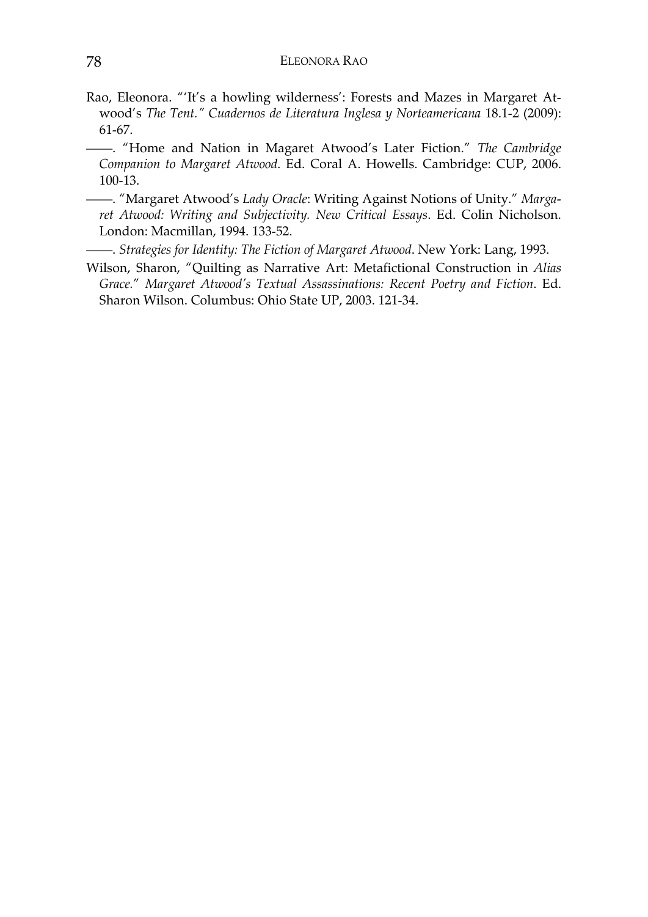Rao, Eleonora. "'It's a howling wilderness': Forests and Mazes in Margaret Atwood's *The Tent.*" *Cuadernos de Literatura Inglesa y Norteamericana* 18.1-2 (2009): 61-67.

——. "Home and Nation in Magaret Atwood's Later Fiction." *The Cambridge Companion to Margaret Atwood*. Ed. Coral A. Howells. Cambridge: CUP, 2006. 100-13.

——. "Margaret Atwood's *Lady Oracle*: Writing Against Notions of Unity." *Margaret Atwood: Writing and Subjectivity. New Critical Essays*. Ed. Colin Nicholson. London: Macmillan, 1994. 133-52.

——. *Strategies for Identity: The Fiction of Margaret Atwood*. New York: Lang, 1993.

Wilson, Sharon, "Quilting as Narrative Art: Metafictional Construction in *Alias Grace.*" *Margaret Atwood's Textual Assassinations: Recent Poetry and Fiction*. Ed. Sharon Wilson. Columbus: Ohio State UP, 2003. 121-34.